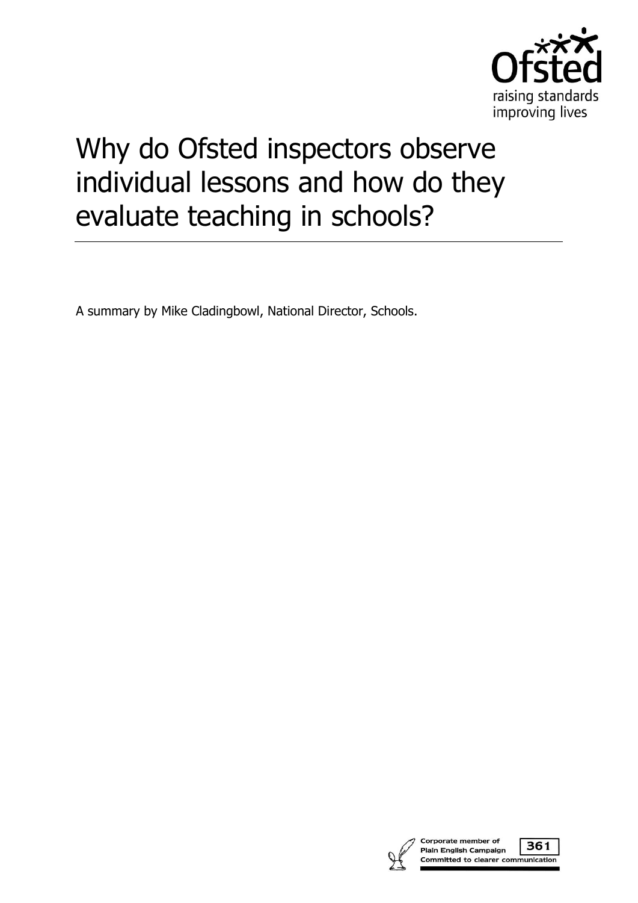Ofsted

raising standards
improving lives

# Why do Ofsted inspectors observe individual lessons and how do they evaluate teaching in schools?

A summary by Mike Cladingbowl, National Director, Schools.

Corporate member of
Plain English Campaign
Committed to clearer communication

361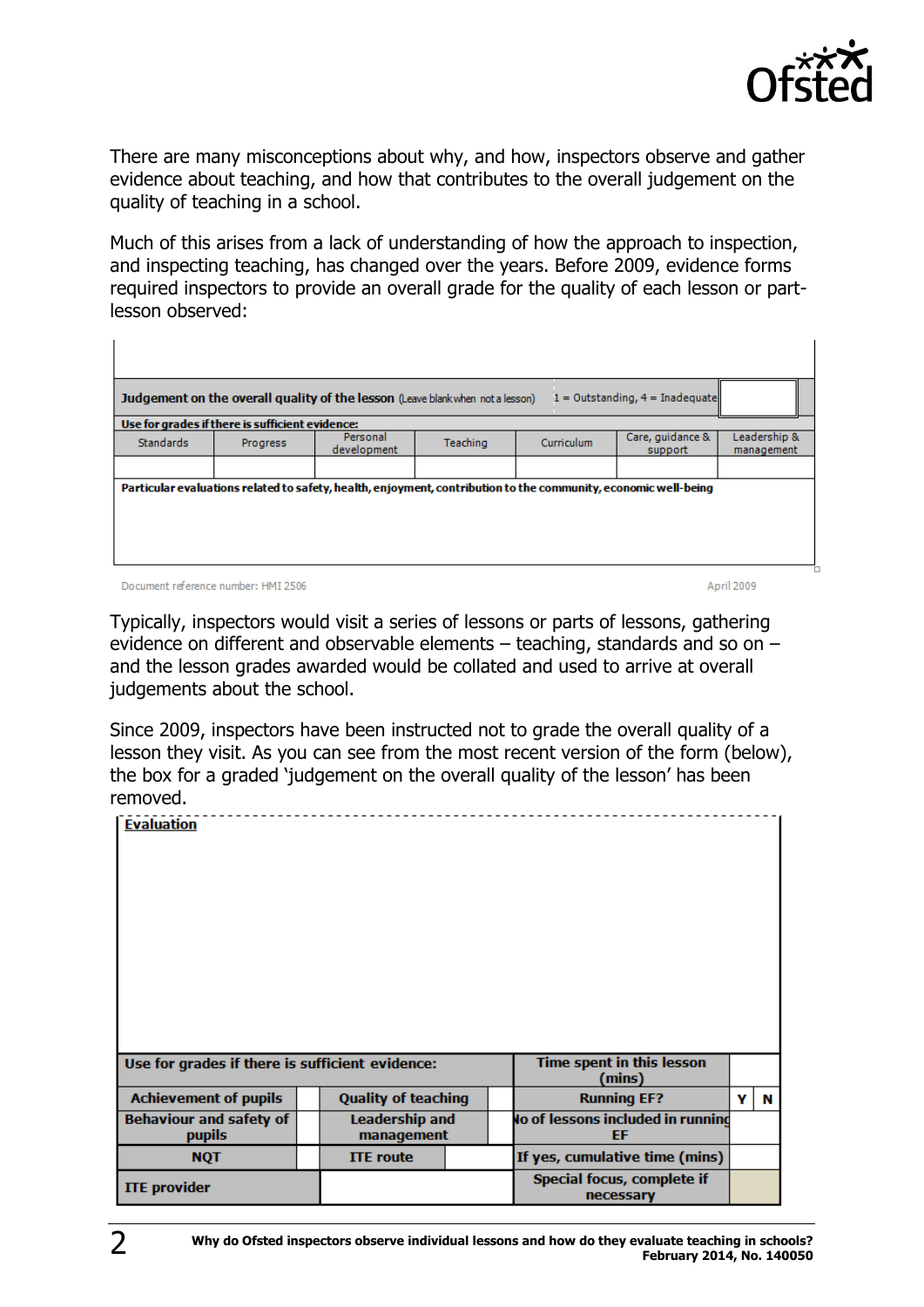There are many misconceptions about why, and how, inspectors observe and gather evidence about teaching, and how that contributes to the overall judgement on the quality of teaching in a school.

Much of this arises from a lack of understanding of how the approach to inspection, and inspecting teaching, has changed over the years. Before 2009, evidence forms required inspectors to provide an overall grade for the quality of each lesson or part-lesson observed:

| **Judgement on the overall quality of the lesson** (Leave blank when not a lesson) | | | | 1 = Outstanding, 4 = Inadequate | | |
|---|---|---|---|---|---|---|
| **Use for grades if there is sufficient evidence:** | | | | | | |
| Standards | Progress | Personal development | Teaching | Curriculum | Care, guidance & support | Leadership & management |
| | | | | | | |
| **Particular evaluations related to safety, health, enjoyment, contribution to the community, economic well-being** | | | | | | |

Document reference number: HMI 2506 April 2009

Typically, inspectors would visit a series of lessons or parts of lessons, gathering evidence on different and observable elements – teaching, standards and so on – and the lesson grades awarded would be collated and used to arrive at overall judgements about the school.

Since 2009, inspectors have been instructed not to grade the overall quality of a lesson they visit. As you can see from the most recent version of the form (below), the box for a graded 'judgement on the overall quality of the lesson' has been removed.

| **Evaluation** | | | | | | |
|---|---|---|---|---|---|---|
| **Use for grades if there is sufficient evidence:** | | | | **Time spent in this lesson (mins)** | | |
| **Achievement of pupils** | | **Quality of teaching** | | **Running EF?** | Y | N |
| **Behaviour and safety of pupils** | | **Leadership and management** | | **No of lessons included in running EF** | | |
| **NQT** | | **ITE route** | | **If yes, cumulative time (mins)** | | |
| **ITE provider** | | | | **Special focus, complete if necessary** | | |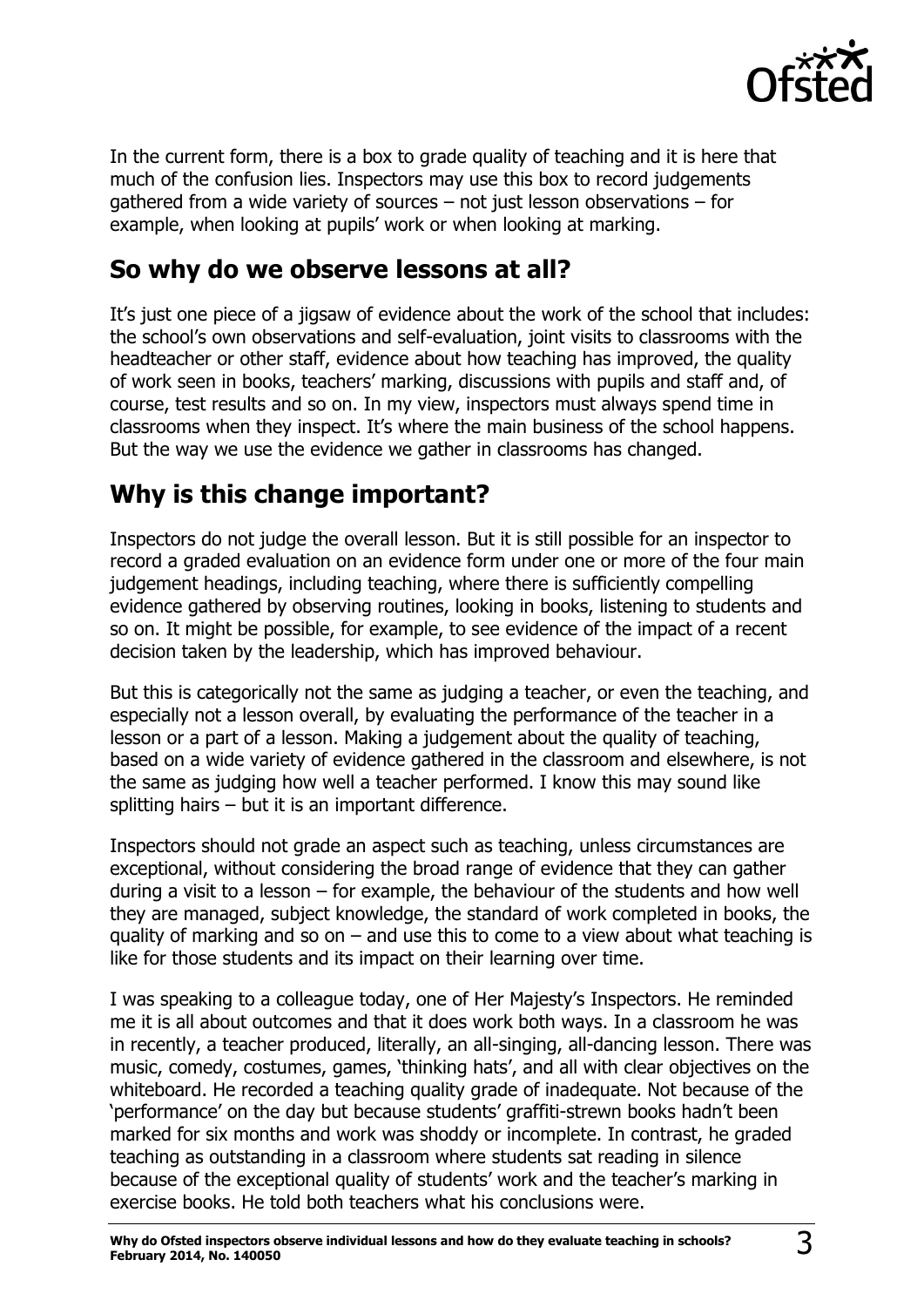In the current form, there is a box to grade quality of teaching and it is here that much of the confusion lies. Inspectors may use this box to record judgements gathered from a wide variety of sources – not just lesson observations – for example, when looking at pupils' work or when looking at marking.

## So why do we observe lessons at all?

It's just one piece of a jigsaw of evidence about the work of the school that includes: the school's own observations and self-evaluation, joint visits to classrooms with the headteacher or other staff, evidence about how teaching has improved, the quality of work seen in books, teachers' marking, discussions with pupils and staff and, of course, test results and so on. In my view, inspectors must always spend time in classrooms when they inspect. It's where the main business of the school happens. But the way we use the evidence we gather in classrooms has changed.

## Why is this change important?

Inspectors do not judge the overall lesson. But it is still possible for an inspector to record a graded evaluation on an evidence form under one or more of the four main judgement headings, including teaching, where there is sufficiently compelling evidence gathered by observing routines, looking in books, listening to students and so on. It might be possible, for example, to see evidence of the impact of a recent decision taken by the leadership, which has improved behaviour.

But this is categorically not the same as judging a teacher, or even the teaching, and especially not a lesson overall, by evaluating the performance of the teacher in a lesson or a part of a lesson. Making a judgement about the quality of teaching, based on a wide variety of evidence gathered in the classroom and elsewhere, is not the same as judging how well a teacher performed. I know this may sound like splitting hairs – but it is an important difference.

Inspectors should not grade an aspect such as teaching, unless circumstances are exceptional, without considering the broad range of evidence that they can gather during a visit to a lesson – for example, the behaviour of the students and how well they are managed, subject knowledge, the standard of work completed in books, the quality of marking and so on – and use this to come to a view about what teaching is like for those students and its impact on their learning over time.

I was speaking to a colleague today, one of Her Majesty's Inspectors. He reminded me it is all about outcomes and that it does work both ways. In a classroom he was in recently, a teacher produced, literally, an all-singing, all-dancing lesson. There was music, comedy, costumes, games, 'thinking hats', and all with clear objectives on the whiteboard. He recorded a teaching quality grade of inadequate. Not because of the 'performance' on the day but because students' graffiti-strewn books hadn't been marked for six months and work was shoddy or incomplete. In contrast, he graded teaching as outstanding in a classroom where students sat reading in silence because of the exceptional quality of students' work and the teacher's marking in exercise books. He told both teachers what his conclusions were.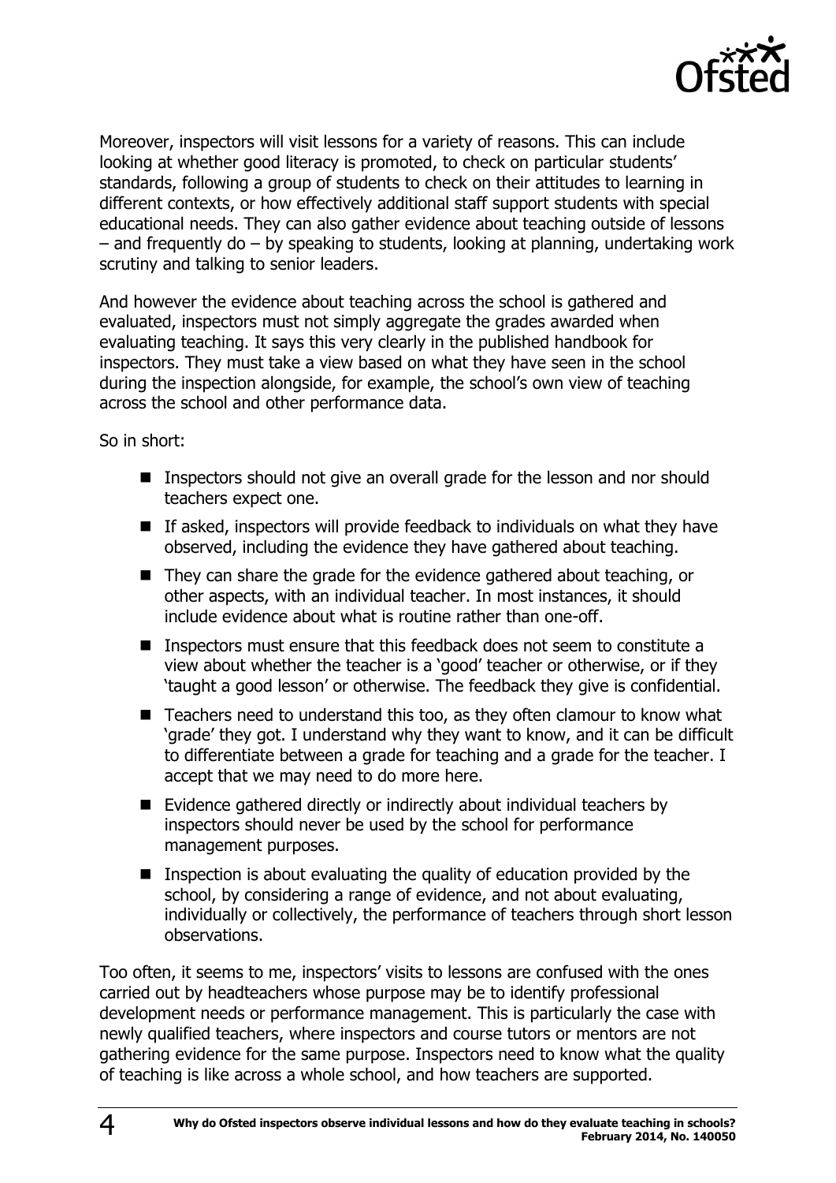Moreover, inspectors will visit lessons for a variety of reasons. This can include looking at whether good literacy is promoted, to check on particular students' standards, following a group of students to check on their attitudes to learning in different contexts, or how effectively additional staff support students with special educational needs. They can also gather evidence about teaching outside of lessons – and frequently do – by speaking to students, looking at planning, undertaking work scrutiny and talking to senior leaders.

And however the evidence about teaching across the school is gathered and evaluated, inspectors must not simply aggregate the grades awarded when evaluating teaching. It says this very clearly in the published handbook for inspectors. They must take a view based on what they have seen in the school during the inspection alongside, for example, the school's own view of teaching across the school and other performance data.

So in short:

- Inspectors should not give an overall grade for the lesson and nor should teachers expect one.
- If asked, inspectors will provide feedback to individuals on what they have observed, including the evidence they have gathered about teaching.
- They can share the grade for the evidence gathered about teaching, or other aspects, with an individual teacher. In most instances, it should include evidence about what is routine rather than one-off.
- Inspectors must ensure that this feedback does not seem to constitute a view about whether the teacher is a 'good' teacher or otherwise, or if they 'taught a good lesson' or otherwise. The feedback they give is confidential.
- Teachers need to understand this too, as they often clamour to know what 'grade' they got. I understand why they want to know, and it can be difficult to differentiate between a grade for teaching and a grade for the teacher. I accept that we may need to do more here.
- Evidence gathered directly or indirectly about individual teachers by inspectors should never be used by the school for performance management purposes.
- Inspection is about evaluating the quality of education provided by the school, by considering a range of evidence, and not about evaluating, individually or collectively, the performance of teachers through short lesson observations.

Too often, it seems to me, inspectors' visits to lessons are confused with the ones carried out by headteachers whose purpose may be to identify professional development needs or performance management. This is particularly the case with newly qualified teachers, where inspectors and course tutors or mentors are not gathering evidence for the same purpose. Inspectors need to know what the quality of teaching is like across a whole school, and how teachers are supported.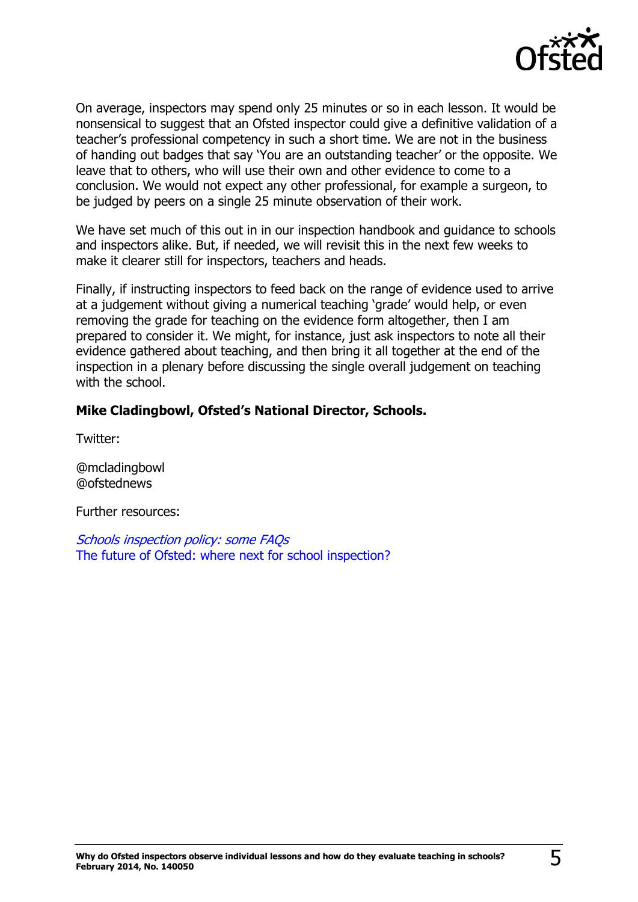On average, inspectors may spend only 25 minutes or so in each lesson. It would be nonsensical to suggest that an Ofsted inspector could give a definitive validation of a teacher's professional competency in such a short time. We are not in the business of handing out badges that say 'You are an outstanding teacher' or the opposite. We leave that to others, who will use their own and other evidence to come to a conclusion. We would not expect any other professional, for example a surgeon, to be judged by peers on a single 25 minute observation of their work.

We have set much of this out in in our inspection handbook and guidance to schools and inspectors alike. But, if needed, we will revisit this in the next few weeks to make it clearer still for inspectors, teachers and heads.

Finally, if instructing inspectors to feed back on the range of evidence used to arrive at a judgement without giving a numerical teaching 'grade' would help, or even removing the grade for teaching on the evidence form altogether, then I am prepared to consider it. We might, for instance, just ask inspectors to note all their evidence gathered about teaching, and then bring it all together at the end of the inspection in a plenary before discussing the single overall judgement on teaching with the school.

**Mike Cladingbowl, Ofsted's National Director, Schools.**

Twitter:

@mcladingbowl
@ofstednews

Further resources:

*Schools inspection policy: some FAQs*
The future of Ofsted: where next for school inspection?